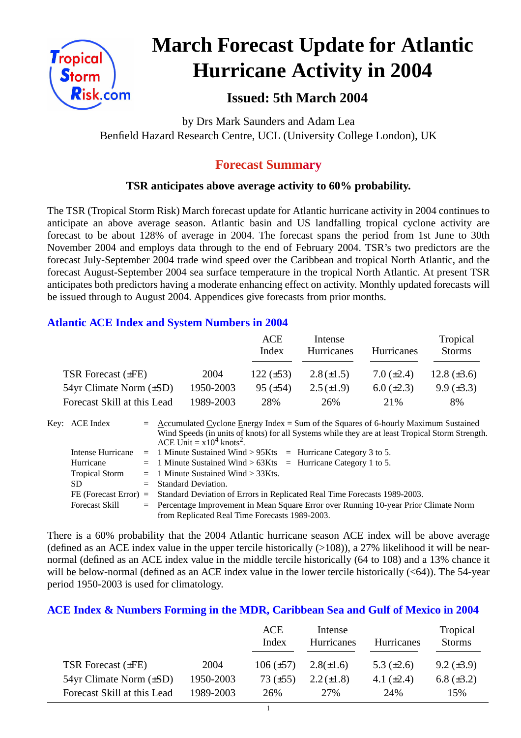# March Forecast Update for Atlantic Hurricane Activity in 2004

## Issued: 5th March 2004

by Drs Mark Saunders and Adam Lea
Benfield Hazard Research Centre, UCL (University College London), UK

## Forecast Summary

**TSR anticipates above average activity to 60% probability.**

The TSR (Tropical Storm Risk) March forecast update for Atlantic hurricane activity in 2004 continues to anticipate an above average season. Atlantic basin and US landfalling tropical cyclone activity are forecast to be about 128% of average in 2004. The forecast spans the period from 1st June to 30th November 2004 and employs data through to the end of February 2004. TSR's two predictors are the forecast July-September 2004 trade wind speed over the Caribbean and tropical North Atlantic, and the forecast August-September 2004 sea surface temperature in the tropical North Atlantic. At present TSR anticipates both predictors having a moderate enhancing effect on activity. Monthly updated forecasts will be issued through to August 2004. Appendices give forecasts from prior months.

### Atlantic ACE Index and System Numbers in 2004

| | | ACE Index | Intense Hurricanes | Hurricanes | Tropical Storms |
|---|---|---|---|---|---|
| TSR Forecast (±FE) | 2004 | 122 (±53) | 2.8 (±1.5) | 7.0 (±2.4) | 12.8 (±3.6) |
| 54yr Climate Norm (±SD) | 1950-2003 | 95 (±54) | 2.5 (±1.9) | 6.0 (±2.3) | 9.9 (±3.3) |
| Forecast Skill at this Lead | 1989-2003 | 28% | 26% | 21% | 8% |

Key:
- ACE Index = Accumulated Cyclone Energy Index = Sum of the Squares of 6-hourly Maximum Sustained Wind Speeds (in units of knots) for all Systems while they are at least Tropical Storm Strength. ACE Unit = $x10^4$ $knots^2$.
- Intense Hurricane = 1 Minute Sustained Wind > 95Kts = Hurricane Category 3 to 5.
- Hurricane = 1 Minute Sustained Wind > 63Kts = Hurricane Category 1 to 5.
- Tropical Storm = 1 Minute Sustained Wind > 33Kts.
- SD = Standard Deviation.
- FE (Forecast Error) = Standard Deviation of Errors in Replicated Real Time Forecasts 1989-2003.
- Forecast Skill = Percentage Improvement in Mean Square Error over Running 10-year Prior Climate Norm from Replicated Real Time Forecasts 1989-2003.

There is a 60% probability that the 2004 Atlantic hurricane season ACE index will be above average (defined as an ACE index value in the upper tercile historically (>108)), a 27% likelihood it will be near-normal (defined as an ACE index value in the middle tercile historically (64 to 108) and a 13% chance it will be below-normal (defined as an ACE index value in the lower tercile historically (<64)). The 54-year period 1950-2003 is used for climatology.

### ACE Index & Numbers Forming in the MDR, Caribbean Sea and Gulf of Mexico in 2004

| | | ACE Index | Intense Hurricanes | Hurricanes | Tropical Storms |
|---|---|---|---|---|---|
| TSR Forecast (±FE) | 2004 | 106 (±57) | 2.8(±1.6) | 5.3 (±2.6) | 9.2 (±3.9) |
| 54yr Climate Norm (±SD) | 1950-2003 | 73 (±55) | 2.2 (±1.8) | 4.1 (±2.4) | 6.8 (±3.2) |
| Forecast Skill at this Lead | 1989-2003 | 26% | 27% | 24% | 15% |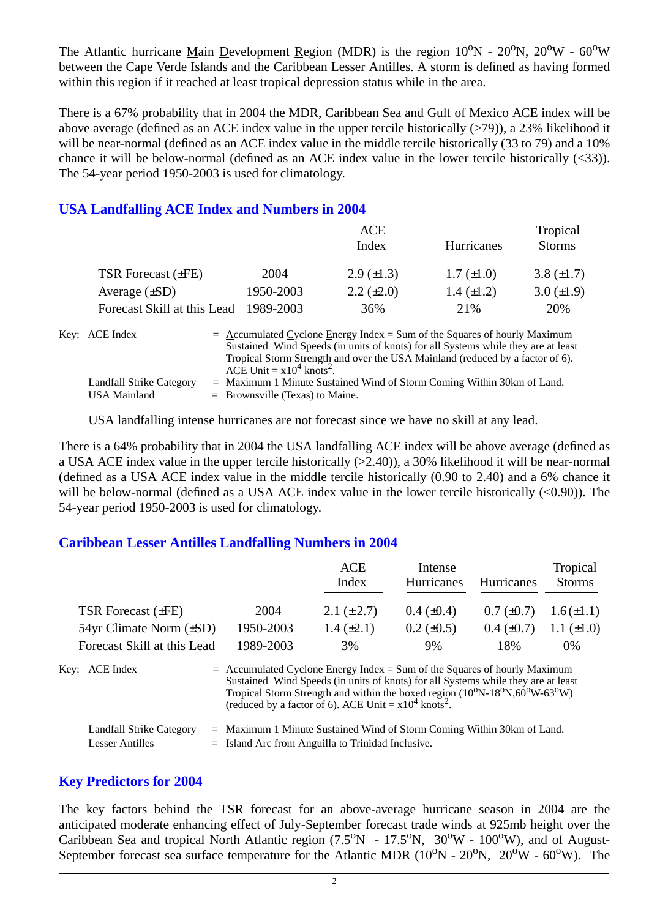The Atlantic hurricane Main Development Region (MDR) is the region $10^oN$ - $20^oN$, $20^oW$ - $60^oW$ between the Cape Verde Islands and the Caribbean Lesser Antilles. A storm is defined as having formed within this region if it reached at least tropical depression status while in the area.

There is a 67% probability that in 2004 the MDR, Caribbean Sea and Gulf of Mexico ACE index will be above average (defined as an ACE index value in the upper tercile historically (>79)), a 23% likelihood it will be near-normal (defined as an ACE index value in the middle tercile historically (33 to 79) and a 10% chance it will be below-normal (defined as an ACE index value in the lower tercile historically (<33)). The 54-year period 1950-2003 is used for climatology.

## USA Landfalling ACE Index and Numbers in 2004

| | | ACE Index | Hurricanes | Tropical Storms |
|---|---|---|---|---|
| TSR Forecast (±FE) | 2004 | 2.9 (±1.3) | 1.7 (±1.0) | 3.8 (±1.7) |
| Average (±SD) | 1950-2003 | 2.2 (±2.0) | 1.4 (±1.2) | 3.0 (±1.9) |
| Forecast Skill at this Lead | 1989-2003 | 36% | 21% | 20% |

Key: ACE Index = Accumulated Cyclone Energy Index = Sum of the Squares of hourly Maximum Sustained Wind Speeds (in units of knots) for all Systems while they are at least Tropical Storm Strength and over the USA Mainland (reduced by a factor of 6). ACE Unit = $x10^4$ knots$^2$.

Landfall Strike Category = Maximum 1 Minute Sustained Wind of Storm Coming Within 30km of Land.

USA Mainland = Brownsville (Texas) to Maine.

USA landfalling intense hurricanes are not forecast since we have no skill at any lead.

There is a 64% probability that in 2004 the USA landfalling ACE index will be above average (defined as a USA ACE index value in the upper tercile historically (>2.40)), a 30% likelihood it will be near-normal (defined as a USA ACE index value in the middle tercile historically (0.90 to 2.40) and a 6% chance it will be below-normal (defined as a USA ACE index value in the lower tercile historically (<0.90)). The 54-year period 1950-2003 is used for climatology.

## Caribbean Lesser Antilles Landfalling Numbers in 2004

| | | ACE Index | Intense Hurricanes | Hurricanes | Tropical Storms |
|---|---|---|---|---|---|
| TSR Forecast (±FE) | 2004 | 2.1 (±2.7) | 0.4 (±0.4) | 0.7 (±0.7) | 1.6 (±1.1) |
| 54yr Climate Norm (±SD) | 1950-2003 | 1.4 (±2.1) | 0.2 (±0.5) | 0.4 (±0.7) | 1.1 (±1.0) |
| Forecast Skill at this Lead | 1989-2003 | 3% | 9% | 18% | 0% |

Key: ACE Index = Accumulated Cyclone Energy Index = Sum of the Squares of hourly Maximum Sustained Wind Speeds (in units of knots) for all Systems while they are at least Tropical Storm Strength and within the boxed region ($10^oN$-$18^oN$, $60^oW$-$63^oW$) (reduced by a factor of 6). ACE Unit = $x10^4$ knots$^2$.

Landfall Strike Category = Maximum 1 Minute Sustained Wind of Storm Coming Within 30km of Land.

Lesser Antilles = Island Arc from Anguilla to Trinidad Inclusive.

## Key Predictors for 2004

The key factors behind the TSR forecast for an above-average hurricane season in 2004 are the anticipated moderate enhancing effect of July-September forecast trade winds at 925mb height over the Caribbean Sea and tropical North Atlantic region ($7.5^oN$ - $17.5^oN$, $30^oW$ - $100^oW$), and of August-September forecast sea surface temperature for the Atlantic MDR ($10^oN$ - $20^oN$, $20^oW$ - $60^oW$). The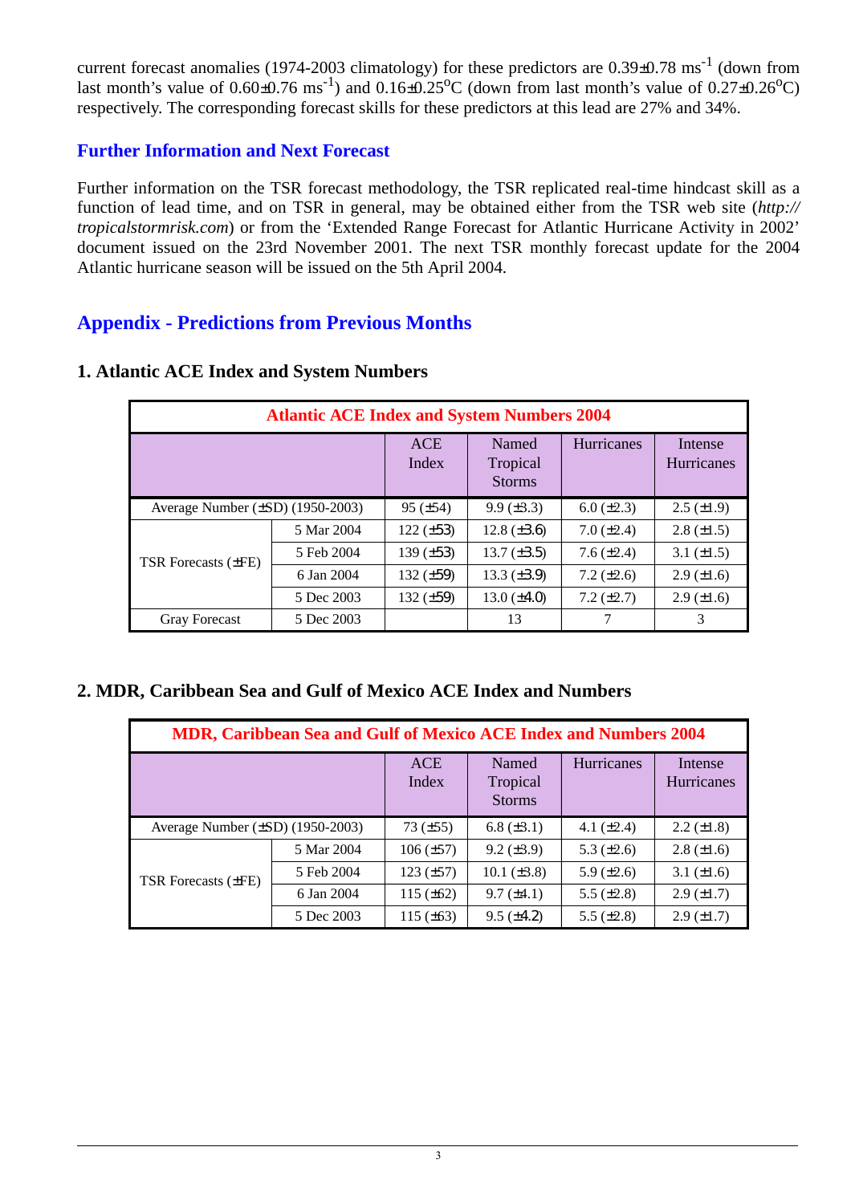current forecast anomalies (1974-2003 climatology) for these predictors are $0.39\pm0.78$ ms$^{-1}$ (down from last month's value of $0.60\pm0.76$ ms$^{-1}$) and $0.16\pm0.25^{o}$C (down from last month's value of $0.27\pm0.26^{o}$C) respectively. The corresponding forecast skills for these predictors at this lead are 27% and 34%.

## Further Information and Next Forecast

Further information on the TSR forecast methodology, the TSR replicated real-time hindcast skill as a function of lead time, and on TSR in general, may be obtained either from the TSR web site (*http://tropicalstormrisk.com*) or from the 'Extended Range Forecast for Atlantic Hurricane Activity in 2002' document issued on the 23rd November 2001. The next TSR monthly forecast update for the 2004 Atlantic hurricane season will be issued on the 5th April 2004.

## Appendix - Predictions from Previous Months

### 1. Atlantic ACE Index and System Numbers

| Atlantic ACE Index and System Numbers 2004 | | | | | |
|---|---|---|---|---|---|
| | | ACE Index | Named Tropical Storms | Hurricanes | Intense Hurricanes |
| Average Number (±SD) (1950-2003) | | 95 (±54) | 9.9 (±3.3) | 6.0 (±2.3) | 2.5 (±1.9) |
| TSR Forecasts (±FE) | 5 Mar 2004 | 122 (±53) | 12.8 (±3.6) | 7.0 (±2.4) | 2.8 (±1.5) |
| | 5 Feb 2004 | 139 (±53) | 13.7 (±3.5) | 7.6 (±2.4) | 3.1 (±1.5) |
| | 6 Jan 2004 | 132 (±59) | 13.3 (±3.9) | 7.2 (±2.6) | 2.9 (±1.6) |
| | 5 Dec 2003 | 132 (±59) | 13.0 (±4.0) | 7.2 (±2.7) | 2.9 (±1.6) |
| Gray Forecast | 5 Dec 2003 | | 13 | 7 | 3 |

### 2. MDR, Caribbean Sea and Gulf of Mexico ACE Index and Numbers

| MDR, Caribbean Sea and Gulf of Mexico ACE Index and Numbers 2004 | | | | | |
|---|---|---|---|---|---|
| | | ACE Index | Named Tropical Storms | Hurricanes | Intense Hurricanes |
| Average Number (±SD) (1950-2003) | | 73 (±55) | 6.8 (±3.1) | 4.1 (±2.4) | 2.2 (±1.8) |
| TSR Forecasts (±FE) | 5 Mar 2004 | 106 (±57) | 9.2 (±3.9) | 5.3 (±2.6) | 2.8 (±1.6) |
| | 5 Feb 2004 | 123 (±57) | 10.1 (±3.8) | 5.9 (±2.6) | 3.1 (±1.6) |
| | 6 Jan 2004 | 115 (±62) | 9.7 (±4.1) | 5.5 (±2.8) | 2.9 (±1.7) |
| | 5 Dec 2003 | 115 (±63) | 9.5 (±4.2) | 5.5 (±2.8) | 2.9 (±1.7) |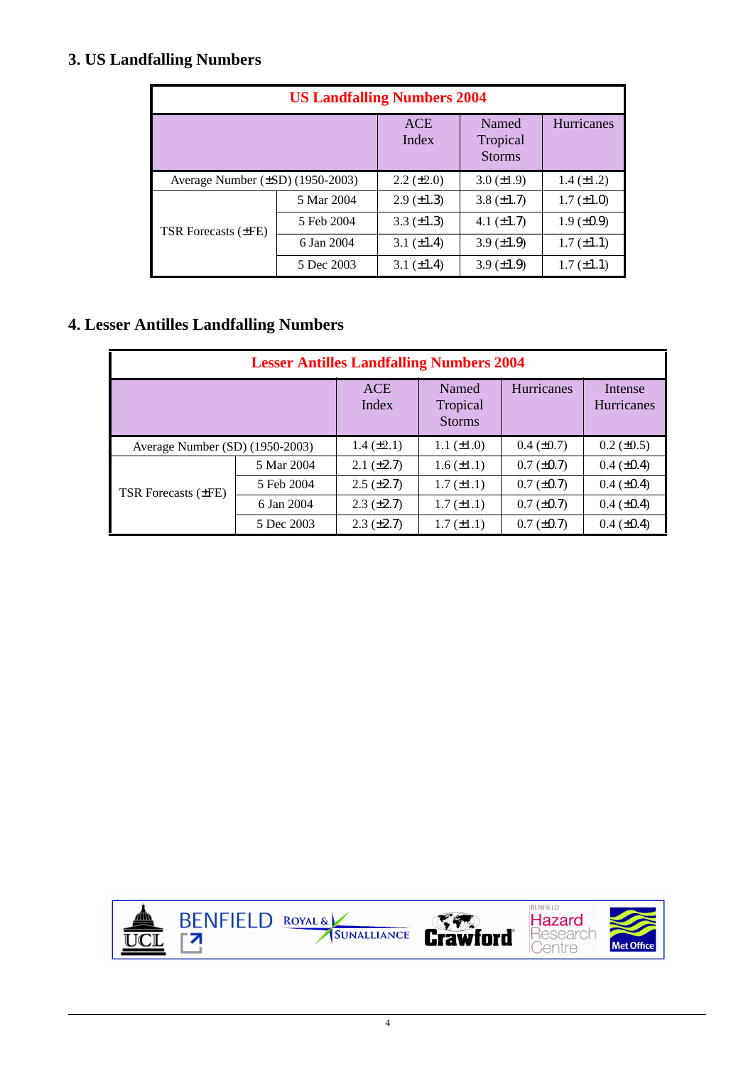## 3. US Landfalling Numbers

| US Landfalling Numbers 2004 | | | | |
|---|---|---|---|---|
| | | ACE Index | Named Tropical Storms | Hurricanes |
| Average Number (±SD) (1950-2003) | | 2.2 (±2.0) | 3.0 (±1.9) | 1.4 (±1.2) |
| TSR Forecasts (±FE) | 5 Mar 2004 | 2.9 (±1.3) | 3.8 (±1.7) | 1.7 (±1.0) |
| | 5 Feb 2004 | 3.3 (±1.3) | 4.1 (±1.7) | 1.9 (±0.9) |
| | 6 Jan 2004 | 3.1 (±1.4) | 3.9 (±1.9) | 1.7 (±1.1) |
| | 5 Dec 2003 | 3.1 (±1.4) | 3.9 (±1.9) | 1.7 (±1.1) |

## 4. Lesser Antilles Landfalling Numbers

| Lesser Antilles Landfalling Numbers 2004 | | | | | |
|---|---|---|---|---|---|
| | | ACE Index | Named Tropical Storms | Hurricanes | Intense Hurricanes |
| Average Number (SD) (1950-2003) | | 1.4 (±2.1) | 1.1 (±1.0) | 0.4 (±0.7) | 0.2 (±0.5) |
| TSR Forecasts (±FE) | 5 Mar 2004 | 2.1 (±2.7) | 1.6 (±1.1) | 0.7 (±0.7) | 0.4 (±0.4) |
| | 5 Feb 2004 | 2.5 (±2.7) | 1.7 (±1.1) | 0.7 (±0.7) | 0.4 (±0.4) |
| | 6 Jan 2004 | 2.3 (±2.7) | 1.7 (±1.1) | 0.7 (±0.7) | 0.4 (±0.4) |
| | 5 Dec 2003 | 2.3 (±2.7) | 1.7 (±1.1) | 0.7 (±0.7) | 0.4 (±0.4) |